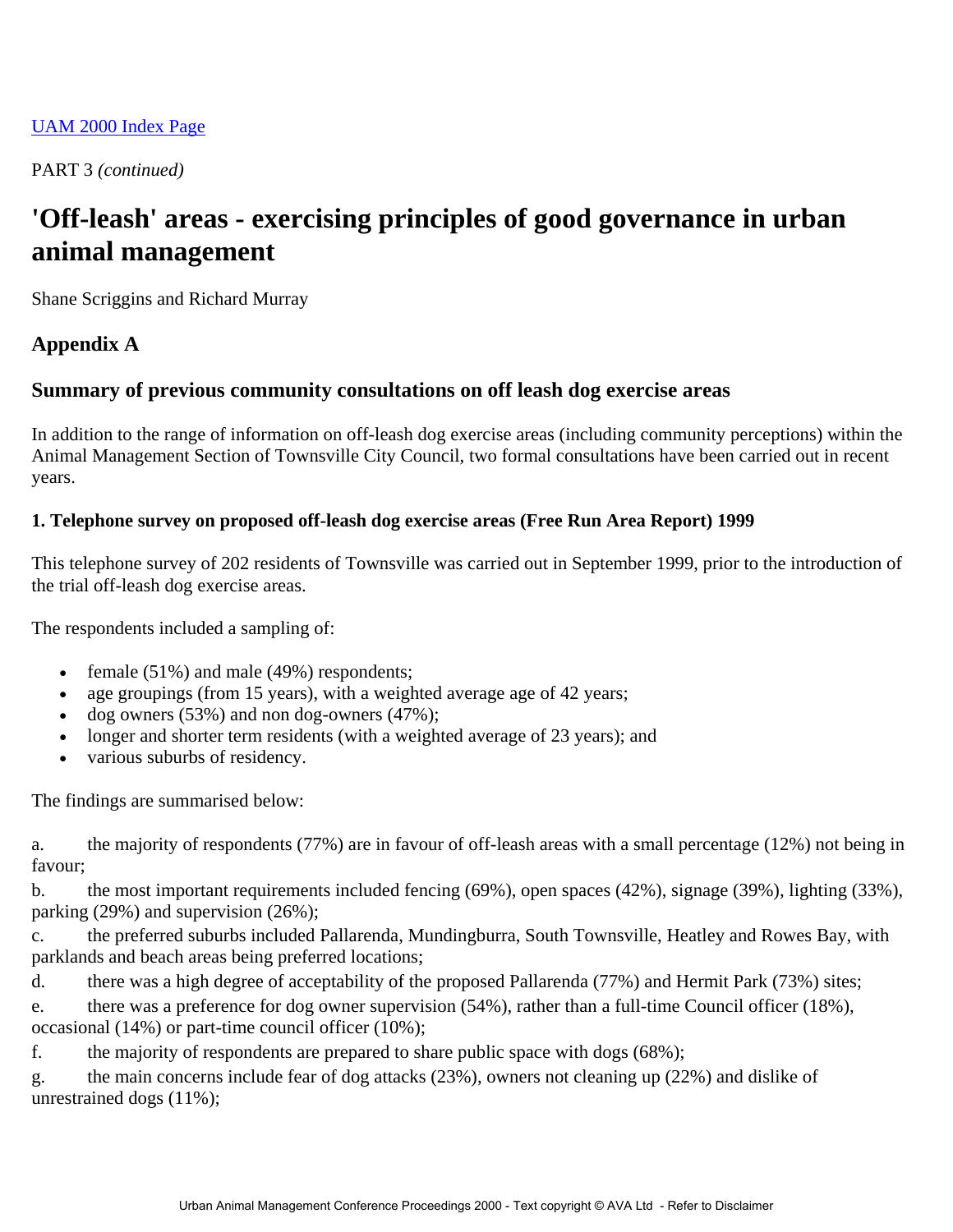UAM 2000 Index Page

PART 3 *(continued)*

# 'Off-leash' areas - exercising principles of good governance in urban animal management

Shane Scriggins and Richard Murray

## Appendix A

## Summary of previous community consultations on off leash dog exercise areas

In addition to the range of information on off-leash dog exercise areas (including community perceptions) within the Animal Management Section of Townsville City Council, two formal consultations have been carried out in recent years.

#### 1. Telephone survey on proposed off-leash dog exercise areas (Free Run Area Report) 1999

This telephone survey of 202 residents of Townsville was carried out in September 1999, prior to the introduction of the trial off-leash dog exercise areas.

The respondents included a sampling of:

- female (51%) and male (49%) respondents;
- age groupings (from 15 years), with a weighted average age of 42 years;
- dog owners (53%) and non dog-owners (47%);
- longer and shorter term residents (with a weighted average of 23 years); and
- various suburbs of residency.

The findings are summarised below:

a. the majority of respondents (77%) are in favour of off-leash areas with a small percentage (12%) not being in favour;

b. the most important requirements included fencing (69%), open spaces (42%), signage (39%), lighting (33%), parking (29%) and supervision (26%);

c. the preferred suburbs included Pallarenda, Mundingburra, South Townsville, Heatley and Rowes Bay, with parklands and beach areas being preferred locations;

d. there was a high degree of acceptability of the proposed Pallarenda (77%) and Hermit Park (73%) sites;

e. there was a preference for dog owner supervision (54%), rather than a full-time Council officer (18%), occasional (14%) or part-time council officer (10%);

f. the majority of respondents are prepared to share public space with dogs (68%);

g. the main concerns include fear of dog attacks (23%), owners not cleaning up (22%) and dislike of unrestrained dogs (11%);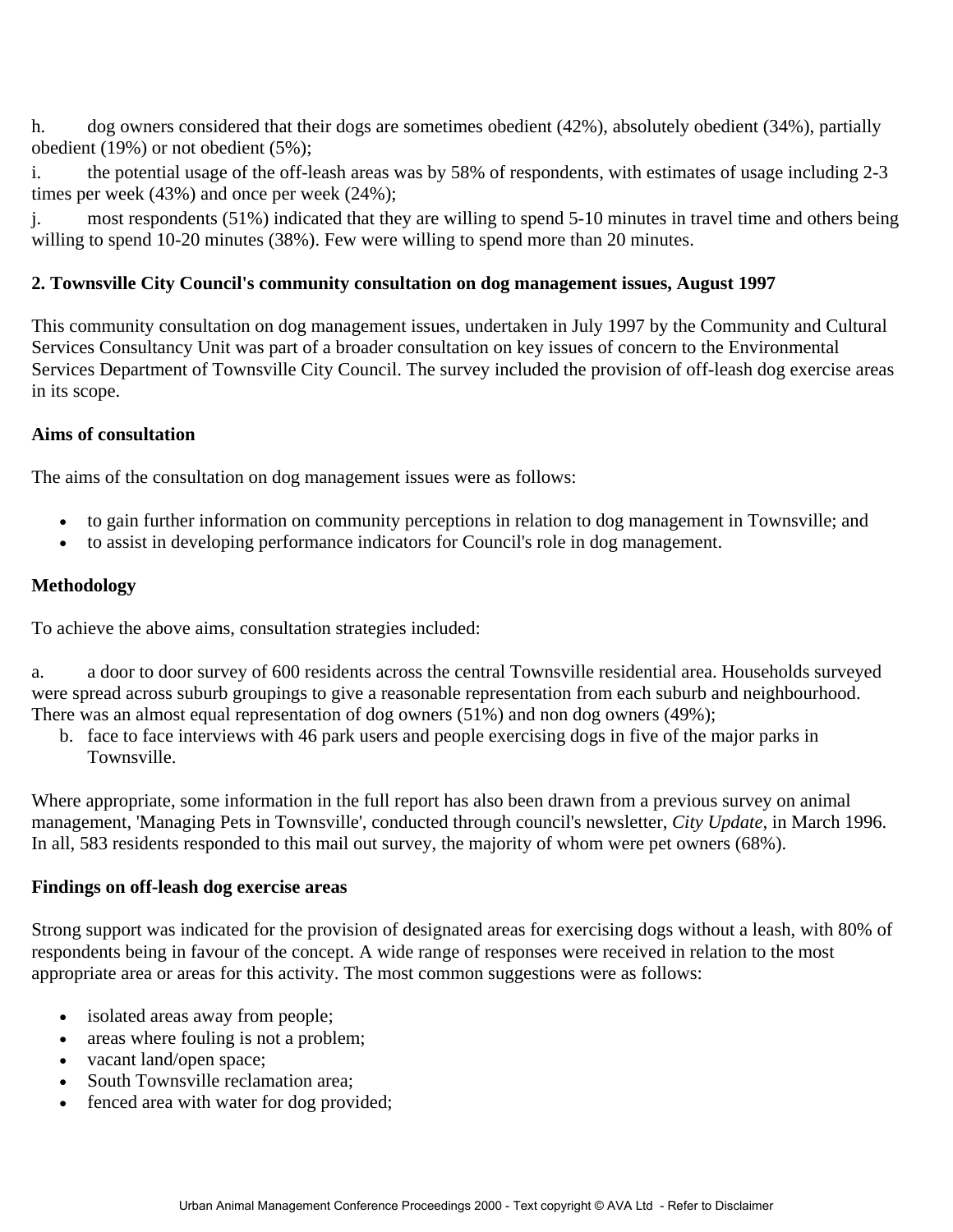h. dog owners considered that their dogs are sometimes obedient (42%), absolutely obedient (34%), partially obedient (19%) or not obedient (5%);

i. the potential usage of the off-leash areas was by 58% of respondents, with estimates of usage including 2-3 times per week (43%) and once per week (24%);

j. most respondents (51%) indicated that they are willing to spend 5-10 minutes in travel time and others being willing to spend 10-20 minutes (38%). Few were willing to spend more than 20 minutes.

**2. Townsville City Council's community consultation on dog management issues, August 1997**

This community consultation on dog management issues, undertaken in July 1997 by the Community and Cultural Services Consultancy Unit was part of a broader consultation on key issues of concern to the Environmental Services Department of Townsville City Council. The survey included the provision of off-leash dog exercise areas in its scope.

**Aims of consultation**

The aims of the consultation on dog management issues were as follows:

- to gain further information on community perceptions in relation to dog management in Townsville; and
- to assist in developing performance indicators for Council's role in dog management.

**Methodology**

To achieve the above aims, consultation strategies included:

a. a door to door survey of 600 residents across the central Townsville residential area. Households surveyed were spread across suburb groupings to give a reasonable representation from each suburb and neighbourhood. There was an almost equal representation of dog owners (51%) and non dog owners (49%);

b. face to face interviews with 46 park users and people exercising dogs in five of the major parks in Townsville.

Where appropriate, some information in the full report has also been drawn from a previous survey on animal management, 'Managing Pets in Townsville', conducted through council's newsletter, *City Update*, in March 1996. In all, 583 residents responded to this mail out survey, the majority of whom were pet owners (68%).

**Findings on off-leash dog exercise areas**

Strong support was indicated for the provision of designated areas for exercising dogs without a leash, with 80% of respondents being in favour of the concept. A wide range of responses were received in relation to the most appropriate area or areas for this activity. The most common suggestions were as follows:

- isolated areas away from people;
- areas where fouling is not a problem;
- vacant land/open space;
- South Townsville reclamation area;
- fenced area with water for dog provided;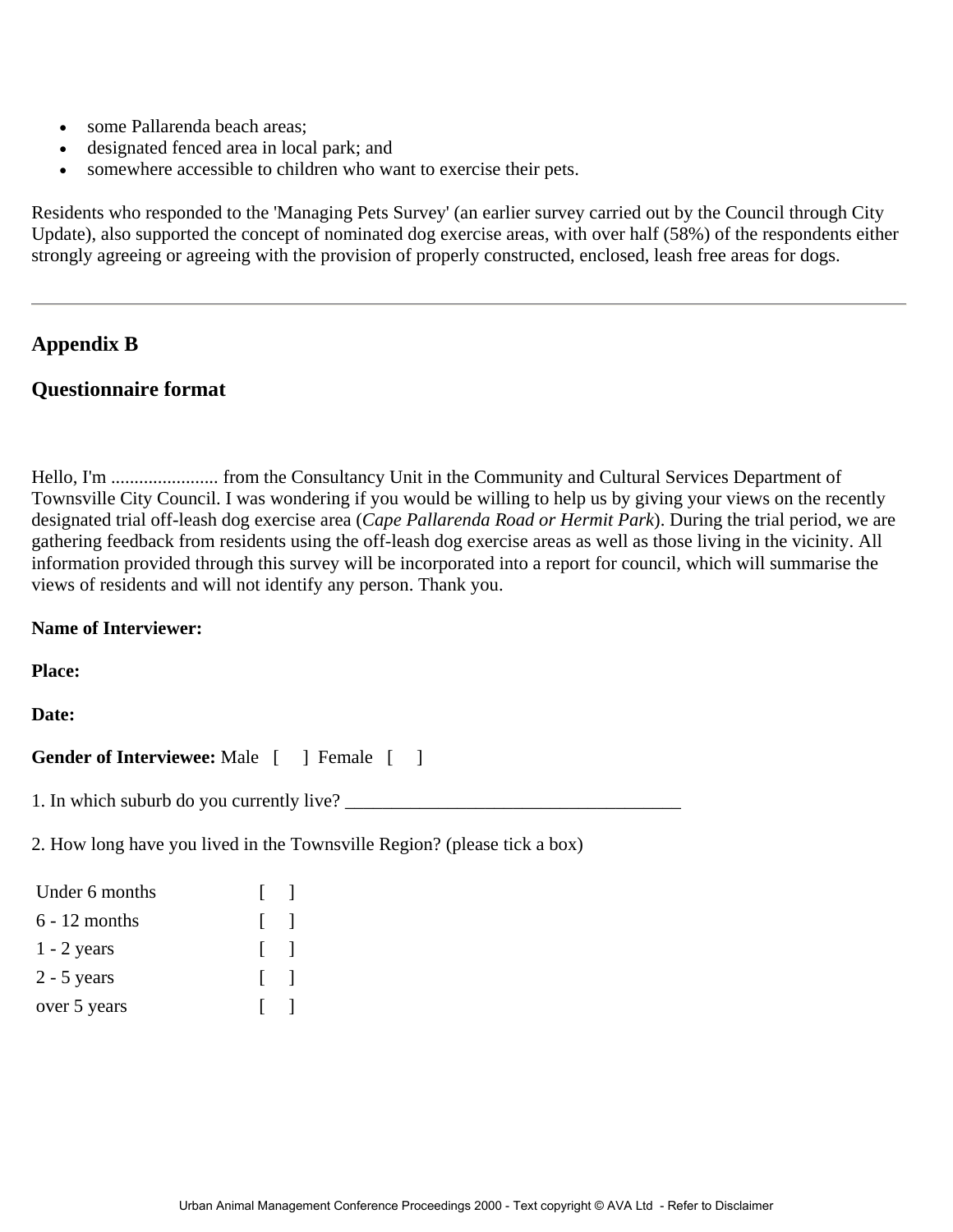- some Pallarenda beach areas;
- designated fenced area in local park; and
- somewhere accessible to children who want to exercise their pets.

Residents who responded to the 'Managing Pets Survey' (an earlier survey carried out by the Council through City Update), also supported the concept of nominated dog exercise areas, with over half (58%) of the respondents either strongly agreeing or agreeing with the provision of properly constructed, enclosed, leash free areas for dogs.

---

## Appendix B

## Questionnaire format

Hello, I'm ....................... from the Consultancy Unit in the Community and Cultural Services Department of Townsville City Council. I was wondering if you would be willing to help us by giving your views on the recently designated trial off-leash dog exercise area (*Cape Pallarenda Road or Hermit Park*). During the trial period, we are gathering feedback from residents using the off-leash dog exercise areas as well as those living in the vicinity. All information provided through this survey will be incorporated into a report for council, which will summarise the views of residents and will not identify any person. Thank you.

**Name of Interviewer:**

**Place:**

**Date:**

**Gender of Interviewee:** Male [ ] Female [ ]

1. In which suburb do you currently live? ___________________________________

2. How long have you lived in the Townsville Region? (please tick a box)

| | |
|---|---|
| Under 6 months | [ ] |
| 6 - 12 months | [ ] |
| 1 - 2 years | [ ] |
| 2 - 5 years | [ ] |
| over 5 years | [ ] |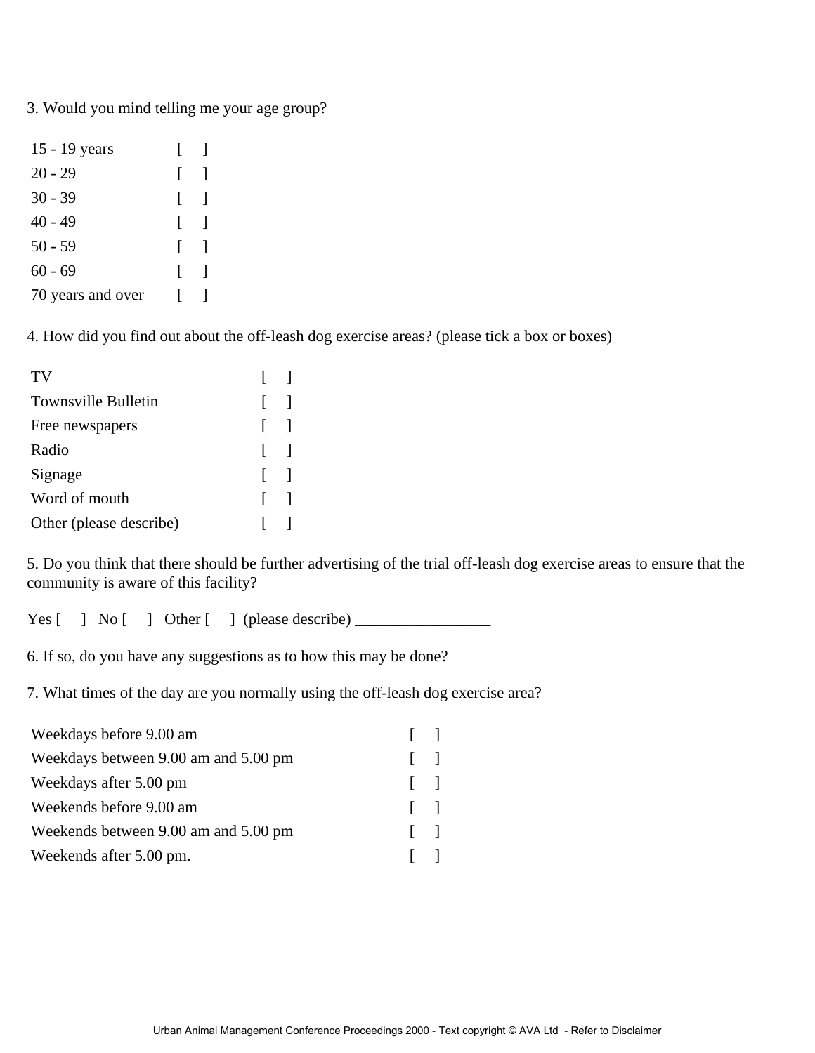3. Would you mind telling me your age group?

| | |
|---|---|
| 15 - 19 years | [ ] |
| 20 - 29 | [ ] |
| 30 - 39 | [ ] |
| 40 - 49 | [ ] |
| 50 - 59 | [ ] |
| 60 - 69 | [ ] |
| 70 years and over | [ ] |

4. How did you find out about the off-leash dog exercise areas? (please tick a box or boxes)

| | |
|---|---|
| TV | [ ] |
| Townsville Bulletin | [ ] |
| Free newspapers | [ ] |
| Radio | [ ] |
| Signage | [ ] |
| Word of mouth | [ ] |
| Other (please describe) | [ ] |

5. Do you think that there should be further advertising of the trial off-leash dog exercise areas to ensure that the community is aware of this facility?

Yes [ ] No [ ] Other [ ] (please describe) _________________

6. If so, do you have any suggestions as to how this may be done?

7. What times of the day are you normally using the off-leash dog exercise area?

| | |
|---|---|
| Weekdays before 9.00 am | [ ] |
| Weekdays between 9.00 am and 5.00 pm | [ ] |
| Weekdays after 5.00 pm | [ ] |
| Weekends before 9.00 am | [ ] |
| Weekends between 9.00 am and 5.00 pm | [ ] |
| Weekends after 5.00 pm. | [ ] |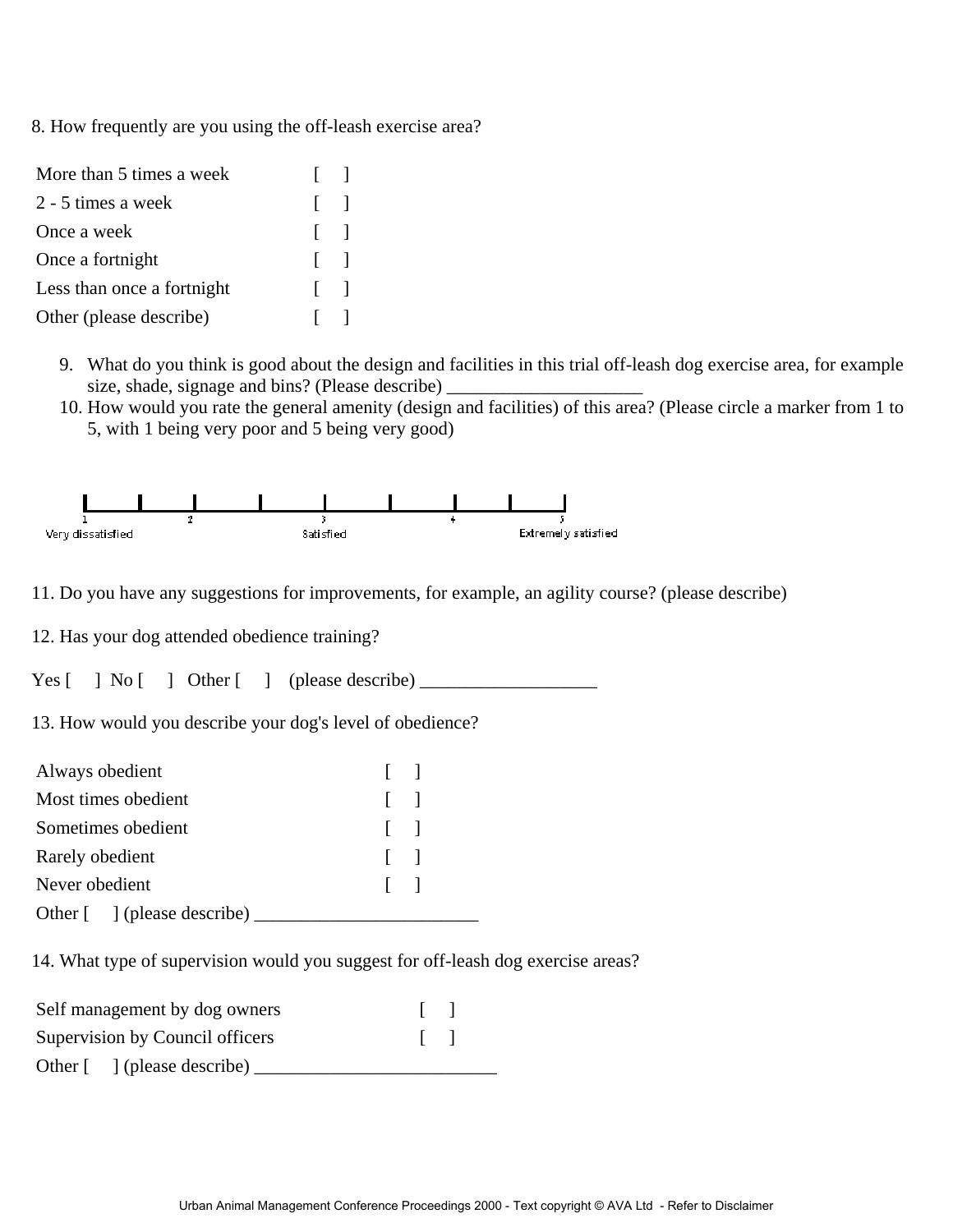8. How frequently are you using the off-leash exercise area?

| | |
|---|---|
| More than 5 times a week | [ ] |
| 2 - 5 times a week | [ ] |
| Once a week | [ ] |
| Once a fortnight | [ ] |
| Less than once a fortnight | [ ] |
| Other (please describe) | [ ] |

9. What do you think is good about the design and facilities in this trial off-leash dog exercise area, for example size, shade, signage and bins? (Please describe) ____________________
10. How would you rate the general amenity (design and facilities) of this area? (Please circle a marker from 1 to 5, with 1 being very poor and 5 being very good)

1 (Very dissatisfied) — 2 — 3 (Satisfied) — 4 — 5 (Extremely satisfied)

11. Do you have any suggestions for improvements, for example, an agility course? (please describe)

12. Has your dog attended obedience training?

Yes [ ] No [ ] Other [ ] (please describe) __________________

13. How would you describe your dog's level of obedience?

| | |
|---|---|
| Always obedient | [ ] |
| Most times obedient | [ ] |
| Sometimes obedient | [ ] |
| Rarely obedient | [ ] |
| Never obedient | [ ] |

Other [ ] (please describe) ______________________

14. What type of supervision would you suggest for off-leash dog exercise areas?

| | |
|---|---|
| Self management by dog owners | [ ] |
| Supervision by Council officers | [ ] |

Other [ ] (please describe) ________________________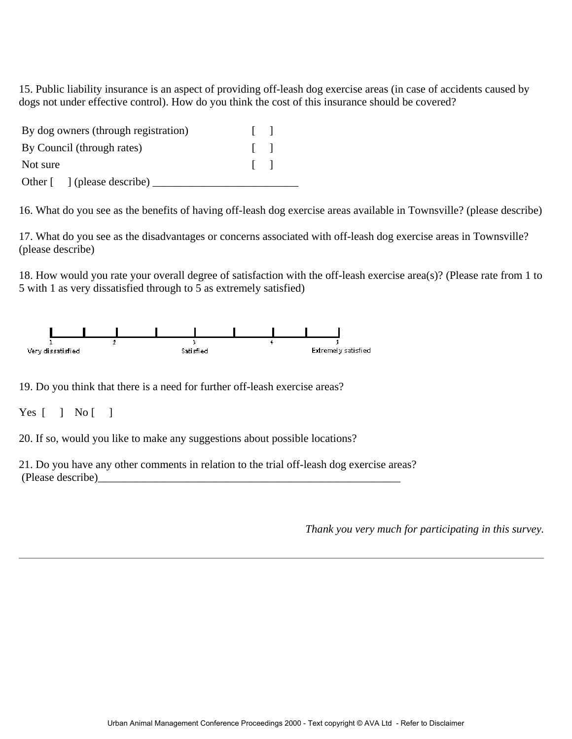15. Public liability insurance is an aspect of providing off-leash dog exercise areas (in case of accidents caused by dogs not under effective control). How do you think the cost of this insurance should be covered?

By dog owners (through registration) [ ]

By Council (through rates) [ ]

Not sure [ ]

Other [ ] (please describe) __________________________

16. What do you see as the benefits of having off-leash dog exercise areas available in Townsville? (please describe)

17. What do you see as the disadvantages or concerns associated with off-leash dog exercise areas in Townsville? (please describe)

18. How would you rate your overall degree of satisfaction with the off-leash exercise area(s)? (Please rate from 1 to 5 with 1 as very dissatisfied through to 5 as extremely satisfied)

1 — 2 — 3 — 4 — 5

Very dissatisfied — Satisfied — Extremely satisfied

19. Do you think that there is a need for further off-leash exercise areas?

Yes [ ] No [ ]

20. If so, would you like to make any suggestions about possible locations?

21. Do you have any other comments in relation to the trial off-leash dog exercise areas? (Please describe)________________________________________________________

*Thank you very much for participating in this survey.*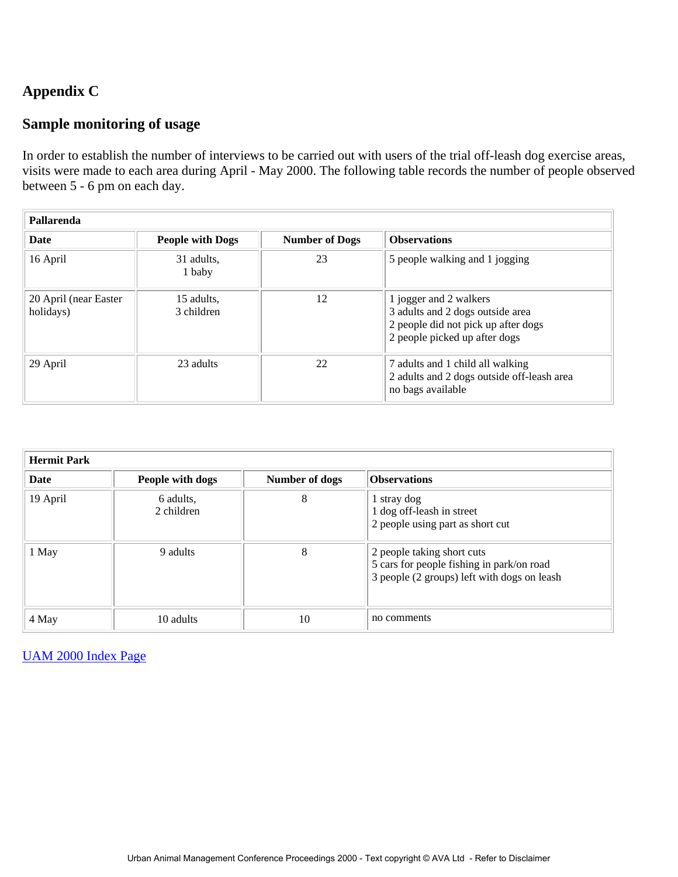## Appendix C

## Sample monitoring of usage

In order to establish the number of interviews to be carried out with users of the trial off-leash dog exercise areas, visits were made to each area during April - May 2000. The following table records the number of people observed between 5 - 6 pm on each day.

| **Pallarenda** | | | |
|---|---|---|---|
| **Date** | **People with Dogs** | **Number of Dogs** | **Observations** |
| 16 April | 31 adults,<br>1 baby | 23 | 5 people walking and 1 jogging |
| 20 April (near Easter holidays) | 15 adults,<br>3 children | 12 | 1 jogger and 2 walkers<br>3 adults and 2 dogs outside area<br>2 people did not pick up after dogs<br>2 people picked up after dogs |
| 29 April | 23 adults | 22 | 7 adults and 1 child all walking<br>2 adults and 2 dogs outside off-leash area<br>no bags available |

| **Hermit Park** | | | |
|---|---|---|---|
| **Date** | **People with dogs** | **Number of dogs** | **Observations** |
| 19 April | 6 adults,<br>2 children | 8 | 1 stray dog<br>1 dog off-leash in street<br>2 people using part as short cut |
| 1 May | 9 adults | 8 | 2 people taking short cuts<br>5 cars for people fishing in park/on road<br>3 people (2 groups) left with dogs on leash |
| 4 May | 10 adults | 10 | no comments |

UAM 2000 Index Page